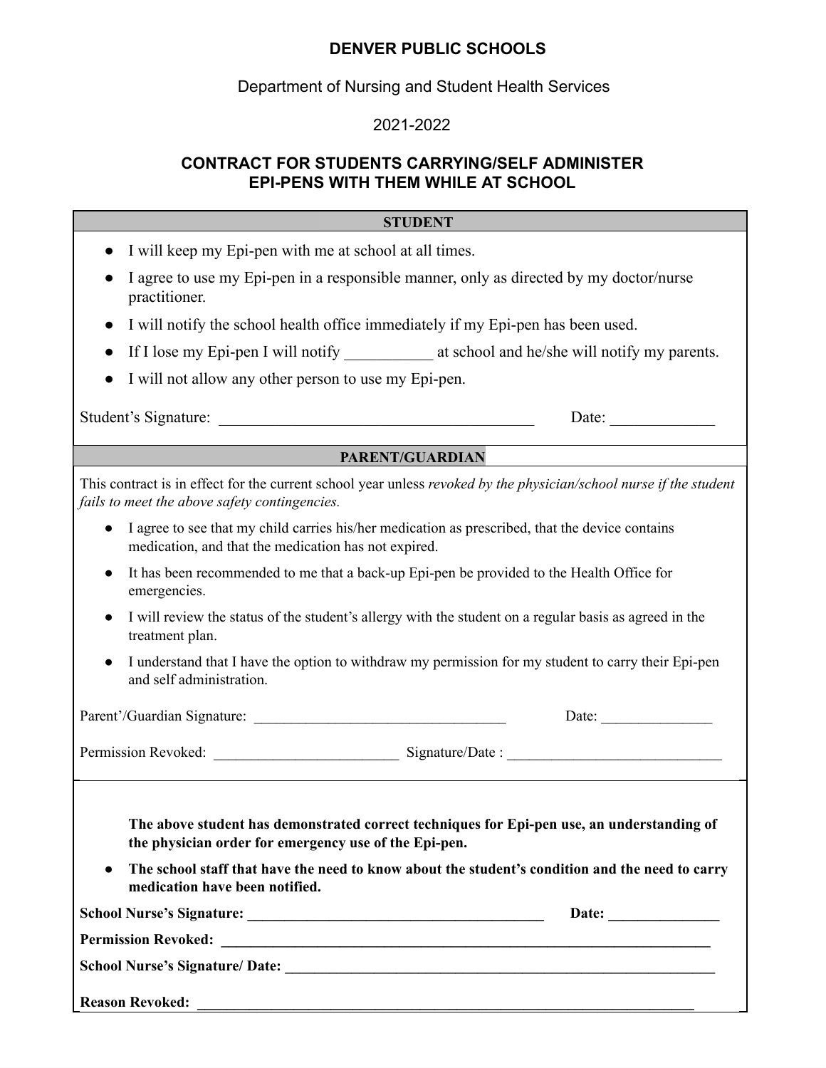**DENVER PUBLIC SCHOOLS**

Department of Nursing and Student Health Services

2021-2022

**CONTRACT FOR STUDENTS CARRYING/SELF ADMINISTER EPI-PENS WITH THEM WHILE AT SCHOOL**

**STUDENT**

- I will keep my Epi-pen with me at school at all times.
- I agree to use my Epi-pen in a responsible manner, only as directed by my doctor/nurse practitioner.
- I will notify the school health office immediately if my Epi-pen has been used.
- If I lose my Epi-pen I will notify ___________ at school and he/she will notify my parents.
- I will not allow any other person to use my Epi-pen.

Student's Signature: ________________________________________ Date: _____________

**PARENT/GUARDIAN**

This contract is in effect for the current school year unless *revoked by the physician/school nurse if the student fails to meet the above safety contingencies.*

- I agree to see that my child carries his/her medication as prescribed, that the device contains medication, and that the medication has not expired.
- It has been recommended to me that a back-up Epi-pen be provided to the Health Office for emergencies.
- I will review the status of the student's allergy with the student on a regular basis as agreed in the treatment plan.
- I understand that I have the option to withdraw my permission for my student to carry their Epi-pen and self administration.

Parent'/Guardian Signature: __________________________________ Date: _______________

Permission Revoked: _________________________ Signature/Date : _____________________________

**The above student has demonstrated correct techniques for Epi-pen use, an understanding of the physician order for emergency use of the Epi-pen.**

- **The school staff that have the need to know about the student's condition and the need to carry medication have been notified.**

**School Nurse's Signature: _________________________________________ Date: _______________**

**Permission Revoked: ____________________________________________________________________**

**School Nurse's Signature/ Date: ______________________________________________________________**

**Reason Revoked: _______________________________________________________________________**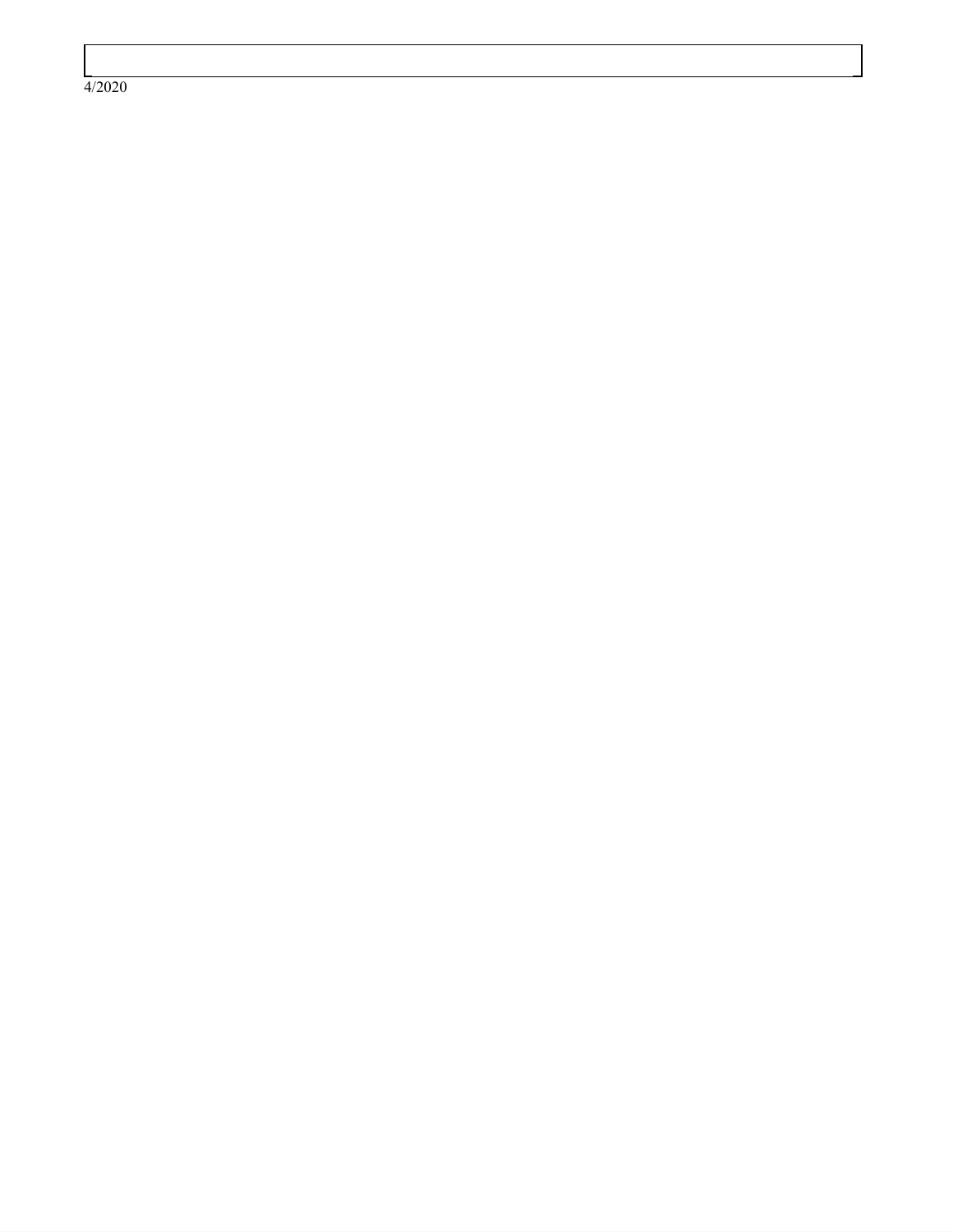4/2020